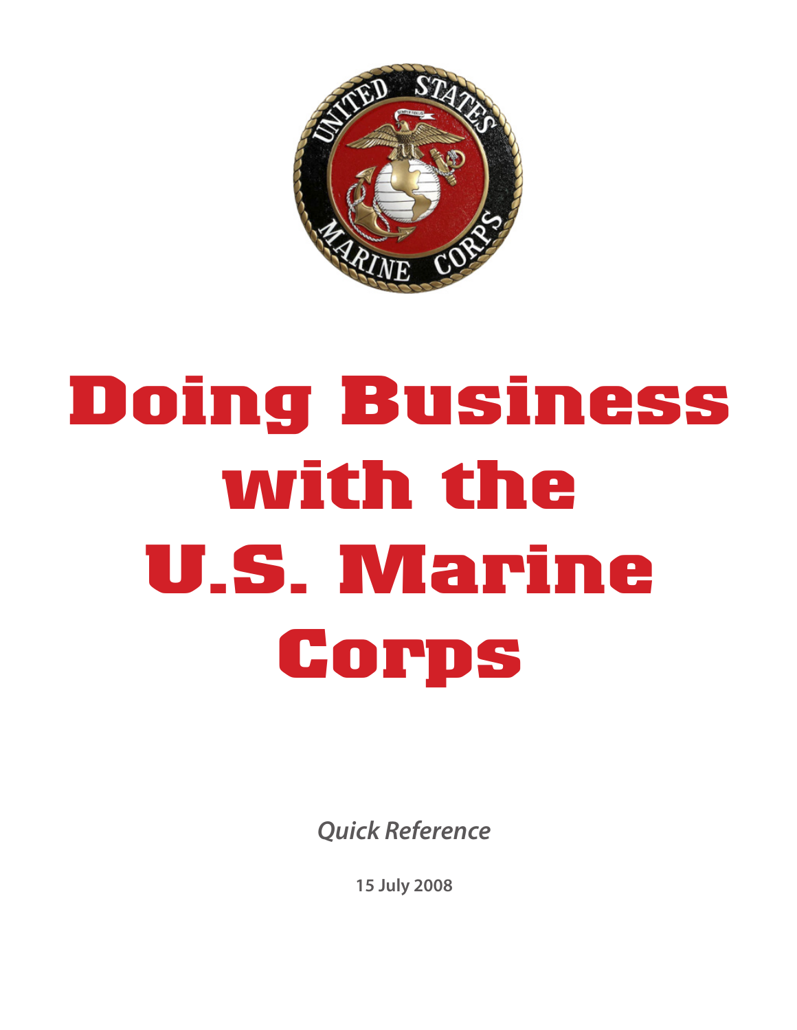# Doing Business with the U.S. Marine Corps

*Quick Reference*

**15 July 2008**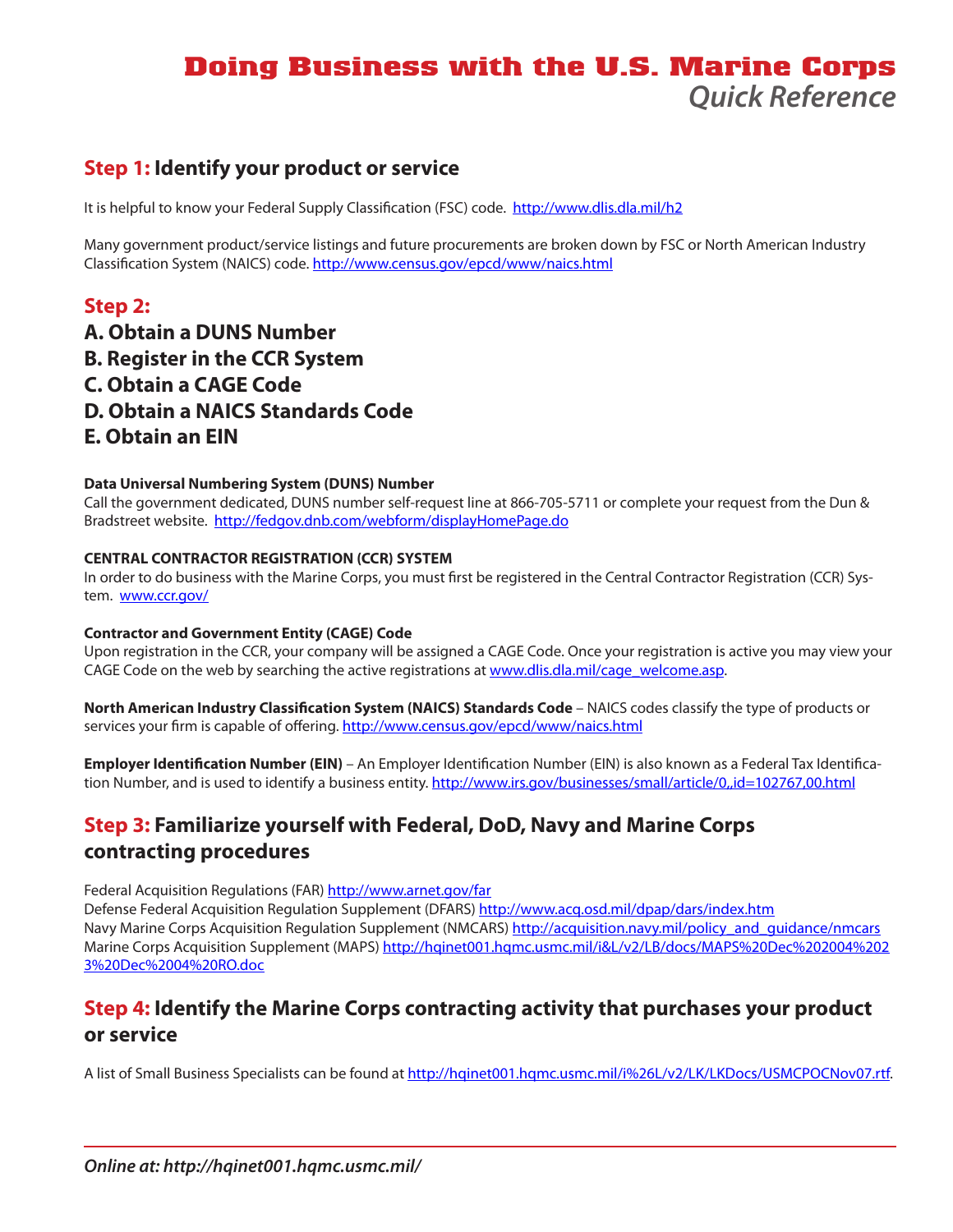# Doing Business with the U.S. Marine Corps
## *Quick Reference*

## **Step 1:** Identify your product or service

It is helpful to know your Federal Supply Classification (FSC) code. http://www.dlis.dla.mil/h2

Many government product/service listings and future procurements are broken down by FSC or North American Industry Classification System (NAICS) code. http://www.census.gov/epcd/www/naics.html

## **Step 2:**

**A. Obtain a DUNS Number**
**B. Register in the CCR System**
**C. Obtain a CAGE Code**
**D. Obtain a NAICS Standards Code**
**E. Obtain an EIN**

**Data Universal Numbering System (DUNS) Number**
Call the government dedicated, DUNS number self-request line at 866-705-5711 or complete your request from the Dun & Bradstreet website. http://fedgov.dnb.com/webform/displayHomePage.do

**CENTRAL CONTRACTOR REGISTRATION (CCR) SYSTEM**
In order to do business with the Marine Corps, you must first be registered in the Central Contractor Registration (CCR) System. www.ccr.gov/

**Contractor and Government Entity (CAGE) Code**
Upon registration in the CCR, your company will be assigned a CAGE Code. Once your registration is active you may view your CAGE Code on the web by searching the active registrations at www.dlis.dla.mil/cage_welcome.asp.

**North American Industry Classification System (NAICS) Standards Code** – NAICS codes classify the type of products or services your firm is capable of offering. http://www.census.gov/epcd/www/naics.html

**Employer Identification Number (EIN)** – An Employer Identification Number (EIN) is also known as a Federal Tax Identification Number, and is used to identify a business entity. http://www.irs.gov/businesses/small/article/0,,id=102767,00.html

## **Step 3:** Familiarize yourself with Federal, DoD, Navy and Marine Corps contracting procedures

Federal Acquisition Regulations (FAR) http://www.arnet.gov/far
Defense Federal Acquisition Regulation Supplement (DFARS) http://www.acq.osd.mil/dpap/dars/index.htm
Navy Marine Corps Acquisition Regulation Supplement (NMCARS) http://acquisition.navy.mil/policy_and_guidance/nmcars
Marine Corps Acquisition Supplement (MAPS) http://hqinet001.hqmc.usmc.mil/i&L/v2/LB/docs/MAPS%20Dec%202004%2023%20Dec%2004%20RO.doc

## **Step 4:** Identify the Marine Corps contracting activity that purchases your product or service

A list of Small Business Specialists can be found at http://hqinet001.hqmc.usmc.mil/i%26L/v2/LK/LKDocs/USMCPOCNov07.rtf.

*Online at: http://hqinet001.hqmc.usmc.mil/*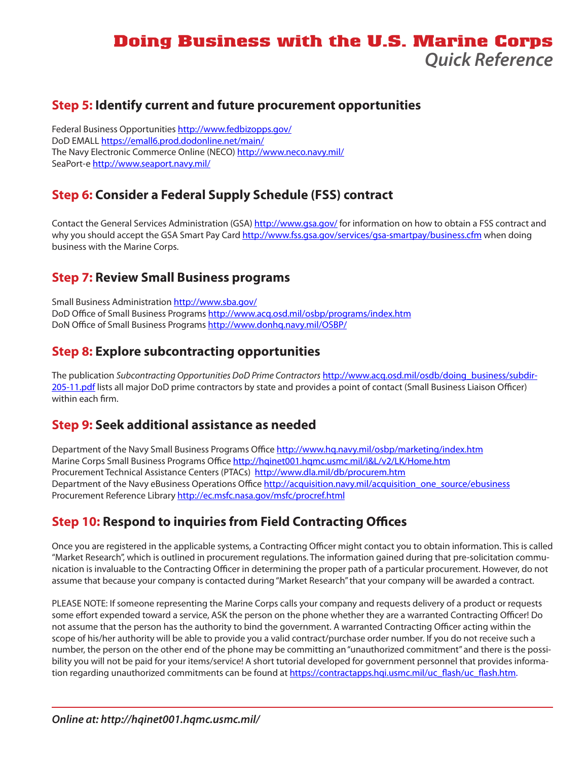# Doing Business with the U.S. Marine Corps
*Quick Reference*

## Step 5: Identify current and future procurement opportunities

Federal Business Opportunities http://www.fedbizopps.gov/
DoD EMALL https://emall6.prod.dodonline.net/main/
The Navy Electronic Commerce Online (NECO) http://www.neco.navy.mil/
SeaPort-e http://www.seaport.navy.mil/

## Step 6: Consider a Federal Supply Schedule (FSS) contract

Contact the General Services Administration (GSA) http://www.gsa.gov/ for information on how to obtain a FSS contract and why you should accept the GSA Smart Pay Card http://www.fss.gsa.gov/services/gsa-smartpay/business.cfm when doing business with the Marine Corps.

## Step 7: Review Small Business programs

Small Business Administration http://www.sba.gov/
DoD Office of Small Business Programs http://www.acq.osd.mil/osbp/programs/index.htm
DoN Office of Small Business Programs http://www.donhq.navy.mil/OSBP/

## Step 8: Explore subcontracting opportunities

The publication *Subcontracting Opportunities DoD Prime Contractors* http://www.acq.osd.mil/osdb/doing_business/subdir-205-11.pdf lists all major DoD prime contractors by state and provides a point of contact (Small Business Liaison Officer) within each firm.

## Step 9: Seek additional assistance as needed

Department of the Navy Small Business Programs Office http://www.hq.navy.mil/osbp/marketing/index.htm
Marine Corps Small Business Programs Office http://hqinet001.hqmc.usmc.mil/i&L/v2/LK/Home.htm
Procurement Technical Assistance Centers (PTACs) http://www.dla.mil/db/procurem.htm
Department of the Navy eBusiness Operations Office http://acquisition.navy.mil/acquisition_one_source/ebusiness
Procurement Reference Library http://ec.msfc.nasa.gov/msfc/procref.html

## Step 10: Respond to inquiries from Field Contracting Offices

Once you are registered in the applicable systems, a Contracting Officer might contact you to obtain information. This is called "Market Research", which is outlined in procurement regulations. The information gained during that pre-solicitation communication is invaluable to the Contracting Officer in determining the proper path of a particular procurement. However, do not assume that because your company is contacted during "Market Research" that your company will be awarded a contract.

PLEASE NOTE: If someone representing the Marine Corps calls your company and requests delivery of a product or requests some effort expended toward a service, ASK the person on the phone whether they are a warranted Contracting Officer! Do not assume that the person has the authority to bind the government. A warranted Contracting Officer acting within the scope of his/her authority will be able to provide you a valid contract/purchase order number. If you do not receive such a number, the person on the other end of the phone may be committing an "unauthorized commitment" and there is the possibility you will not be paid for your items/service! A short tutorial developed for government personnel that provides information regarding unauthorized commitments can be found at https://contractapps.hqi.usmc.mil/uc_flash/uc_flash.htm.

*Online at: http://hqinet001.hqmc.usmc.mil/*